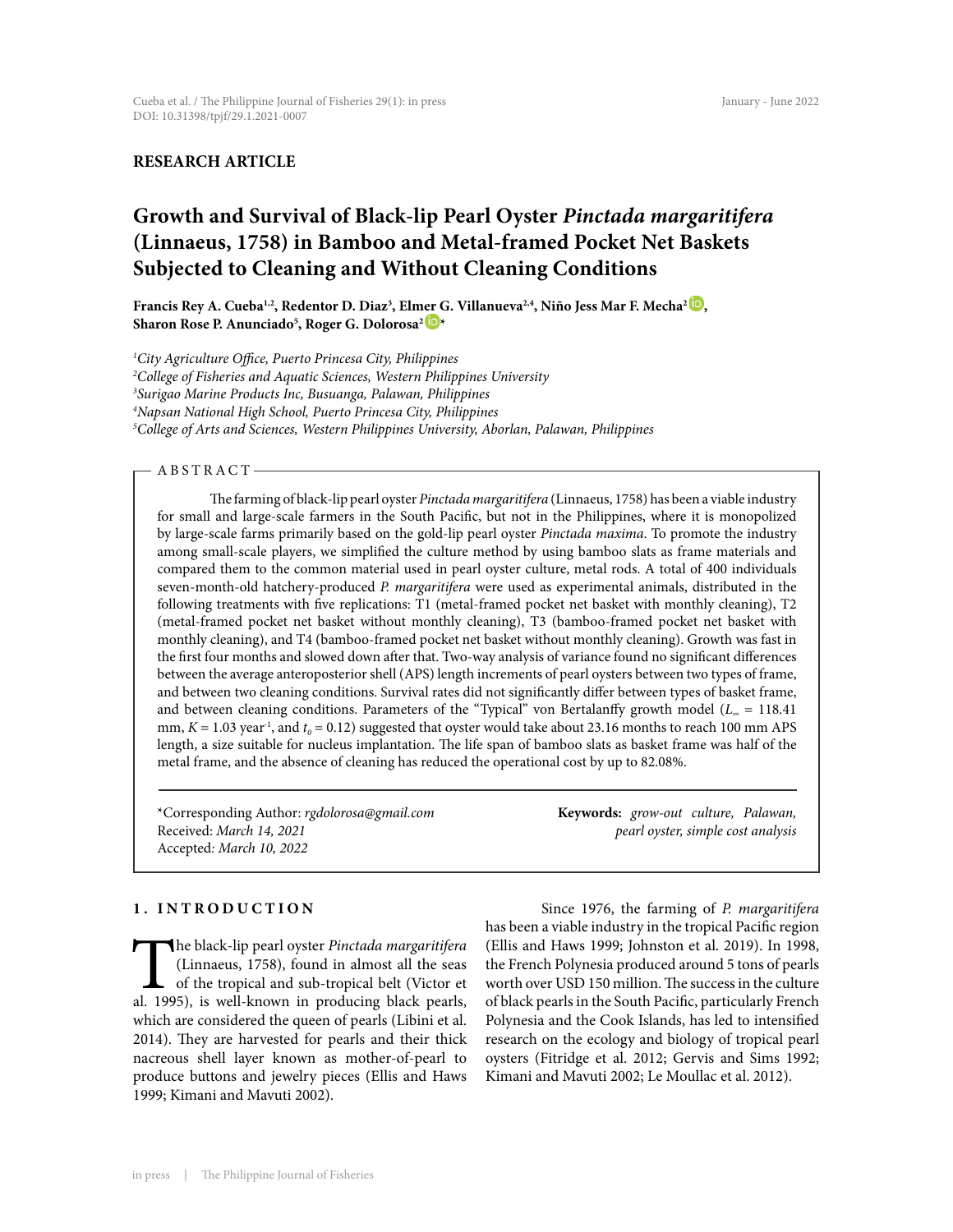RESEARCH ARTICLE

# Growth and Survival of Black-lip Pearl Oyster *Pinctada margaritifera* (Linnaeus, 1758) in Bamboo and Metal-framed Pocket Net Baskets Subjected to Cleaning and Without Cleaning Conditions

**Francis Rey A. Cueba[1,2], Redentor D. Diaz[3], Elmer G. Villanueva[2,4], Niño Jess Mar F. Mecha[2], Sharon Rose P. Anunciado[5], Roger G. Dolorosa[2]***

[1]*City Agriculture Office, Puerto Princesa City, Philippines*
[2]*College of Fisheries and Aquatic Sciences, Western Philippines University*
[3]*Surigao Marine Products Inc, Busuanga, Palawan, Philippines*
[4]*Napsan National High School, Puerto Princesa City, Philippines*
[5]*College of Arts and Sciences, Western Philippines University, Aborlan, Palawan, Philippines*

## ABSTRACT

The farming of black-lip pearl oyster *Pinctada margaritifera* (Linnaeus, 1758) has been a viable industry for small and large-scale farmers in the South Pacific, but not in the Philippines, where it is monopolized by large-scale farms primarily based on the gold-lip pearl oyster *Pinctada maxima*. To promote the industry among small-scale players, we simplified the culture method by using bamboo slats as frame materials and compared them to the common material used in pearl oyster culture, metal rods. A total of 400 individuals seven-month-old hatchery-produced *P. margaritifera* were used as experimental animals, distributed in the following treatments with five replications: T1 (metal-framed pocket net basket with monthly cleaning), T2 (metal-framed pocket net basket without monthly cleaning), T3 (bamboo-framed pocket net basket with monthly cleaning), and T4 (bamboo-framed pocket net basket without monthly cleaning). Growth was fast in the first four months and slowed down after that. Two-way analysis of variance found no significant differences between the average anteroposterior shell (APS) length increments of pearl oysters between two types of frame, and between two cleaning conditions. Survival rates did not significantly differ between types of basket frame, and between cleaning conditions. Parameters of the "Typical" von Bertalanffy growth model ($L_\infty$ = 118.41 mm, $K$ = 1.03 year$^{-1}$, and $t_0$ = 0.12) suggested that oyster would take about 23.16 months to reach 100 mm APS length, a size suitable for nucleus implantation. The life span of bamboo slats as basket frame was half of the metal frame, and the absence of cleaning has reduced the operational cost by up to 82.08%.

*Corresponding Author: *rgdolorosa@gmail.com*
Received: *March 14, 2021*
Accepted: *March 10, 2022*

**Keywords:** *grow-out culture, Palawan, pearl oyster, simple cost analysis*

## 1. INTRODUCTION

The black-lip pearl oyster *Pinctada margaritifera* (Linnaeus, 1758), found in almost all the seas of the tropical and sub-tropical belt (Victor et al. 1995), is well-known in producing black pearls, which are considered the queen of pearls (Libini et al. 2014). They are harvested for pearls and their thick nacreous shell layer known as mother-of-pearl to produce buttons and jewelry pieces (Ellis and Haws 1999; Kimani and Mavuti 2002).

Since 1976, the farming of *P. margaritifera* has been a viable industry in the tropical Pacific region (Ellis and Haws 1999; Johnston et al. 2019). In 1998, the French Polynesia produced around 5 tons of pearls worth over USD 150 million. The success in the culture of black pearls in the South Pacific, particularly French Polynesia and the Cook Islands, has led to intensified research on the ecology and biology of tropical pearl oysters (Fitridge et al. 2012; Gervis and Sims 1992; Kimani and Mavuti 2002; Le Moullac et al. 2012).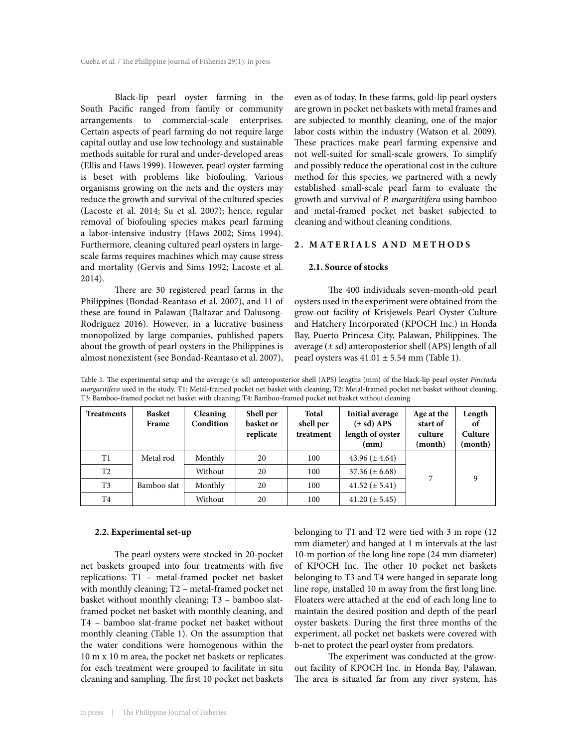Black-lip pearl oyster farming in the South Pacific ranged from family or community arrangements to commercial-scale enterprises. Certain aspects of pearl farming do not require large capital outlay and use low technology and sustainable methods suitable for rural and under-developed areas (Ellis and Haws 1999). However, pearl oyster farming is beset with problems like biofouling. Various organisms growing on the nets and the oysters may reduce the growth and survival of the cultured species (Lacoste et al. 2014; Su et al. 2007); hence, regular removal of biofouling species makes pearl farming a labor-intensive industry (Haws 2002; Sims 1994). Furthermore, cleaning cultured pearl oysters in large-scale farms requires machines which may cause stress and mortality (Gervis and Sims 1992; Lacoste et al. 2014).

There are 30 registered pearl farms in the Philippines (Bondad-Reantaso et al. 2007), and 11 of these are found in Palawan (Baltazar and Dalusong-Rodriguez 2016). However, in a lucrative business monopolized by large companies, published papers about the growth of pearl oysters in the Philippines is almost nonexistent (see Bondad-Reantaso et al. 2007), even as of today. In these farms, gold-lip pearl oysters are grown in pocket net baskets with metal frames and are subjected to monthly cleaning, one of the major labor costs within the industry (Watson et al. 2009). These practices make pearl farming expensive and not well-suited for small-scale growers. To simplify and possibly reduce the operational cost in the culture method for this species, we partnered with a newly established small-scale pearl farm to evaluate the growth and survival of *P. margaritifera* using bamboo and metal-framed pocket net basket subjected to cleaning and without cleaning conditions.

## 2. MATERIALS AND METHODS

### 2.1. Source of stocks

The 400 individuals seven-month-old pearl oysters used in the experiment were obtained from the grow-out facility of Krisjewels Pearl Oyster Culture and Hatchery Incorporated (KPOCH Inc.) in Honda Bay, Puerto Princesa City, Palawan, Philippines. The average (± sd) anteroposterior shell (APS) length of all pearl oysters was 41.01 ± 5.54 mm (Table 1).

Table 1. The experimental setup and the average (± sd) anteroposterior shell (APS) lengths (mm) of the black-lip pearl oyster *Pinctada margaritifera* used in the study. T1: Metal-framed pocket net basket with cleaning; T2: Metal-framed pocket net basket without cleaning; T3: Bamboo-framed pocket net basket with cleaning; T4: Bamboo-framed pocket net basket without cleaning

| Treatments | Basket Frame | Cleaning Condition | Shell per basket or replicate | Total shell per treatment | Initial average (± sd) APS length of oyster (mm) | Age at the start of culture (month) | Length of Culture (month) |
|---|---|---|---|---|---|---|---|
| T1 | Metal rod | Monthly | 20 | 100 | 43.96 (± 4.64) | 7 | 9 |
| T2 | | Without | 20 | 100 | 37.36 (± 6.68) | | |
| T3 | Bamboo slat | Monthly | 20 | 100 | 41.52 (± 5.41) | | |
| T4 | | Without | 20 | 100 | 41.20 (± 5.45) | | |

### 2.2. Experimental set-up

The pearl oysters were stocked in 20-pocket net baskets grouped into four treatments with five replications: T1 – metal-framed pocket net basket with monthly cleaning; T2 – metal-framed pocket net basket without monthly cleaning; T3 – bamboo slat-framed pocket net basket with monthly cleaning, and T4 – bamboo slat-frame pocket net basket without monthly cleaning (Table 1). On the assumption that the water conditions were homogenous within the 10 m x 10 m area, the pocket net baskets or replicates for each treatment were grouped to facilitate in situ cleaning and sampling. The first 10 pocket net baskets belonging to T1 and T2 were tied with 3 m rope (12 mm diameter) and hanged at 1 m intervals at the last 10-m portion of the long line rope (24 mm diameter) of KPOCH Inc. The other 10 pocket net baskets belonging to T3 and T4 were hanged in separate long line rope, installed 10 m away from the first long line. Floaters were attached at the end of each long line to maintain the desired position and depth of the pearl oyster baskets. During the first three months of the experiment, all pocket net baskets were covered with b-net to protect the pearl oyster from predators.

The experiment was conducted at the grow-out facility of KPOCH Inc. in Honda Bay, Palawan. The area is situated far from any river system, has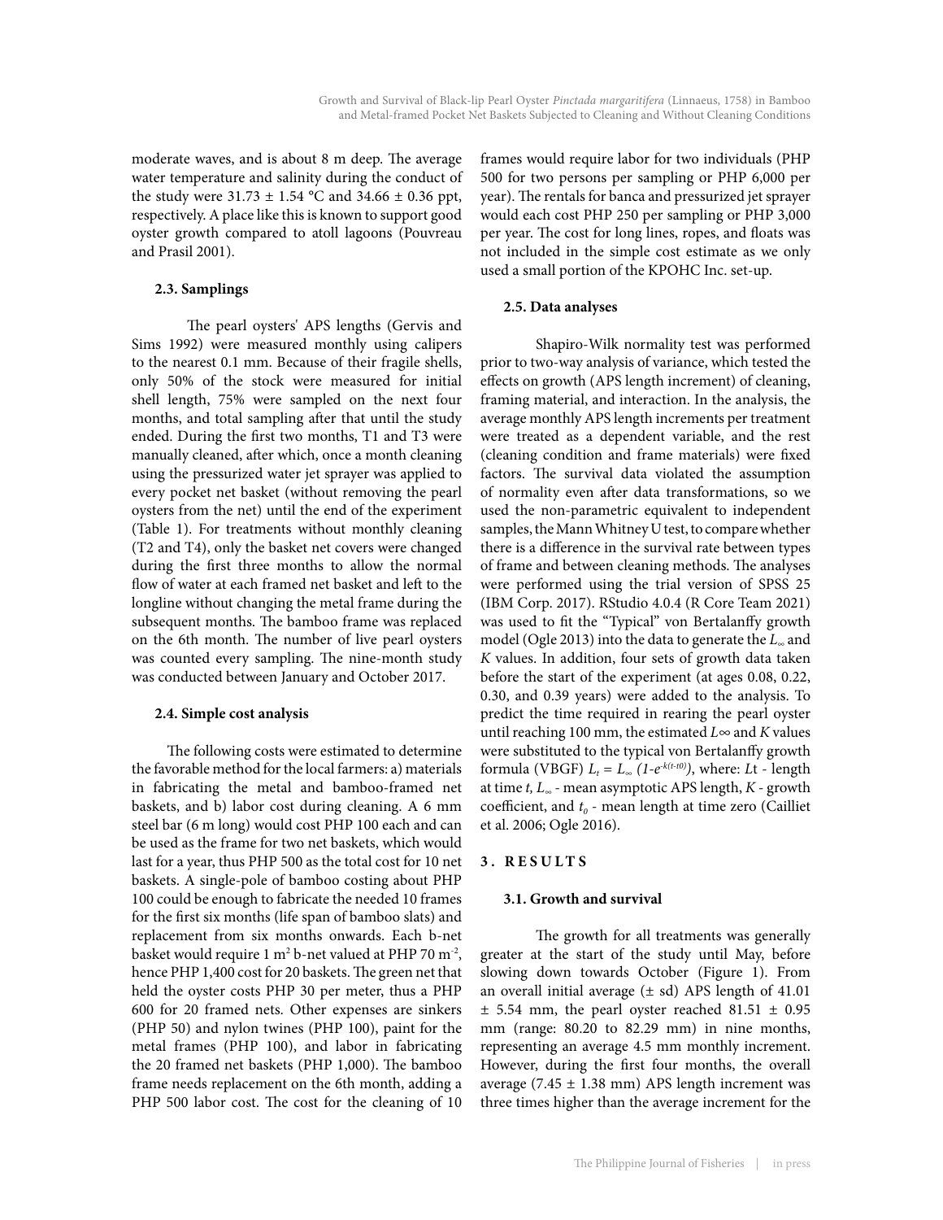moderate waves, and is about 8 m deep. The average water temperature and salinity during the conduct of the study were 31.73 ± 1.54 °C and 34.66 ± 0.36 ppt, respectively. A place like this is known to support good oyster growth compared to atoll lagoons (Pouvreau and Prasil 2001).

### 2.3. Samplings

The pearl oysters' APS lengths (Gervis and Sims 1992) were measured monthly using calipers to the nearest 0.1 mm. Because of their fragile shells, only 50% of the stock were measured for initial shell length, 75% were sampled on the next four months, and total sampling after that until the study ended. During the first two months, T1 and T3 were manually cleaned, after which, once a month cleaning using the pressurized water jet sprayer was applied to every pocket net basket (without removing the pearl oysters from the net) until the end of the experiment (Table 1). For treatments without monthly cleaning (T2 and T4), only the basket net covers were changed during the first three months to allow the normal flow of water at each framed net basket and left to the longline without changing the metal frame during the subsequent months. The bamboo frame was replaced on the 6th month. The number of live pearl oysters was counted every sampling. The nine-month study was conducted between January and October 2017.

### 2.4. Simple cost analysis

The following costs were estimated to determine the favorable method for the local farmers: a) materials in fabricating the metal and bamboo-framed net baskets, and b) labor cost during cleaning. A 6 mm steel bar (6 m long) would cost PHP 100 each and can be used as the frame for two net baskets, which would last for a year, thus PHP 500 as the total cost for 10 net baskets. A single-pole of bamboo costing about PHP 100 could be enough to fabricate the needed 10 frames for the first six months (life span of bamboo slats) and replacement from six months onwards. Each b-net basket would require 1 m$^2$ b-net valued at PHP 70 m$^{-2}$, hence PHP 1,400 cost for 20 baskets. The green net that held the oyster costs PHP 30 per meter, thus a PHP 600 for 20 framed nets. Other expenses are sinkers (PHP 50) and nylon twines (PHP 100), paint for the metal frames (PHP 100), and labor in fabricating the 20 framed net baskets (PHP 1,000). The bamboo frame needs replacement on the 6th month, adding a PHP 500 labor cost. The cost for the cleaning of 10 frames would require labor for two individuals (PHP 500 for two persons per sampling or PHP 6,000 per year). The rentals for banca and pressurized jet sprayer would each cost PHP 250 per sampling or PHP 3,000 per year. The cost for long lines, ropes, and floats was not included in the simple cost estimate as we only used a small portion of the KPOHC Inc. set-up.

### 2.5. Data analyses

Shapiro-Wilk normality test was performed prior to two-way analysis of variance, which tested the effects on growth (APS length increment) of cleaning, framing material, and interaction. In the analysis, the average monthly APS length increments per treatment were treated as a dependent variable, and the rest (cleaning condition and frame materials) were fixed factors. The survival data violated the assumption of normality even after data transformations, so we used the non-parametric equivalent to independent samples, the Mann Whitney U test, to compare whether there is a difference in the survival rate between types of frame and between cleaning methods. The analyses were performed using the trial version of SPSS 25 (IBM Corp. 2017). RStudio 4.0.4 (R Core Team 2021) was used to fit the "Typical" von Bertalanffy growth model (Ogle 2013) into the data to generate the $L_\infty$ and $K$ values. In addition, four sets of growth data taken before the start of the experiment (at ages 0.08, 0.22, 0.30, and 0.39 years) were added to the analysis. To predict the time required in rearing the pearl oyster until reaching 100 mm, the estimated $L\infty$ and $K$ values were substituted to the typical von Bertalanffy growth formula (VBGF) $L_t = L_\infty \ (1\text{-}e^{-k(t\text{-}t0)})$, where: $L$t - length at time $t$, $L_\infty$ - mean asymptotic APS length, $K$ - growth coefficient, and $t_0$ - mean length at time zero (Cailliet et al. 2006; Ogle 2016).

## 3. RESULTS

### 3.1. Growth and survival

The growth for all treatments was generally greater at the start of the study until May, before slowing down towards October (Figure 1). From an overall initial average (± sd) APS length of 41.01 ± 5.54 mm, the pearl oyster reached 81.51 ± 0.95 mm (range: 80.20 to 82.29 mm) in nine months, representing an average 4.5 mm monthly increment. However, during the first four months, the overall average (7.45 ± 1.38 mm) APS length increment was three times higher than the average increment for the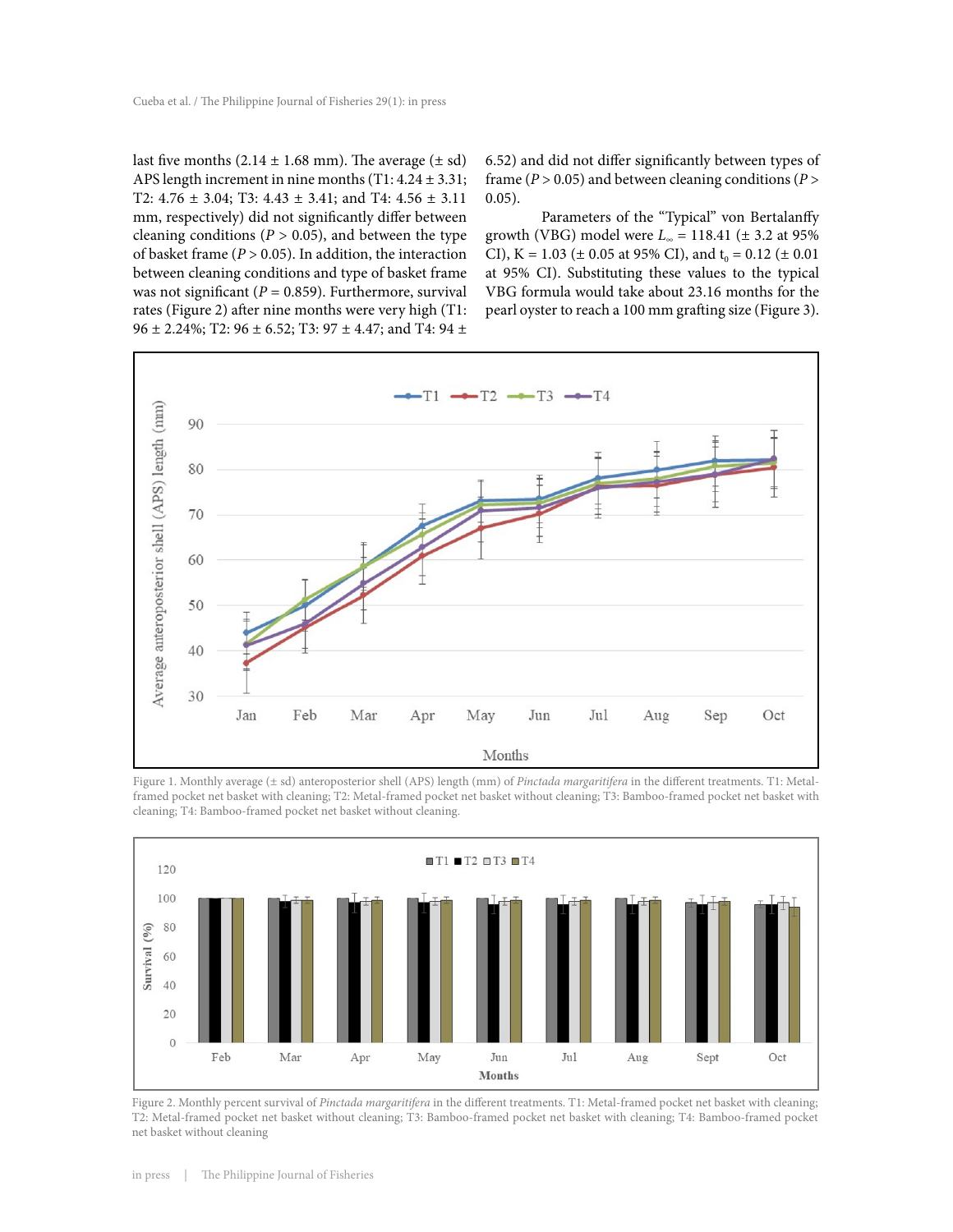last five months (2.14 ± 1.68 mm). The average (± sd) APS length increment in nine months (T1: 4.24 ± 3.31; T2: 4.76 ± 3.04; T3: 4.43 ± 3.41; and T4: 4.56 ± 3.11 mm, respectively) did not significantly differ between cleaning conditions ($P > 0.05$), and between the type of basket frame ($P > 0.05$). In addition, the interaction between cleaning conditions and type of basket frame was not significant ($P = 0.859$). Furthermore, survival rates (Figure 2) after nine months were very high (T1: 96 ± 2.24%; T2: 96 ± 6.52; T3: 97 ± 4.47; and T4: 94 ± 6.52) and did not differ significantly between types of frame ($P > 0.05$) and between cleaning conditions ($P > 0.05$).

Parameters of the "Typical" von Bertalanffy growth (VBG) model were $L_\infty = 118.41$ (± 3.2 at 95% CI), K = 1.03 (± 0.05 at 95% CI), and $t_0 = 0.12$ (± 0.01 at 95% CI). Substituting these values to the typical VBG formula would take about 23.16 months for the pearl oyster to reach a 100 mm grafting size (Figure 3).

Figure 1. Monthly average (± sd) anteroposterior shell (APS) length (mm) of *Pinctada margaritifera* in the different treatments. T1: Metal-framed pocket net basket with cleaning; T2: Metal-framed pocket net basket without cleaning; T3: Bamboo-framed pocket net basket with cleaning; T4: Bamboo-framed pocket net basket without cleaning.

Figure 2. Monthly percent survival of *Pinctada margaritifera* in the different treatments. T1: Metal-framed pocket net basket with cleaning; T2: Metal-framed pocket net basket without cleaning; T3: Bamboo-framed pocket net basket with cleaning; T4: Bamboo-framed pocket net basket without cleaning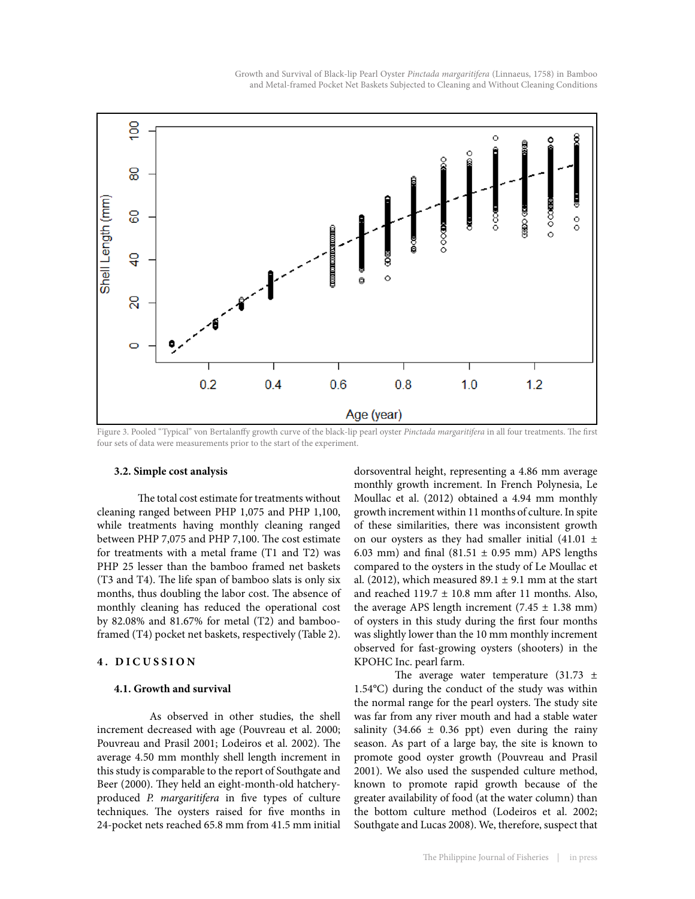Figure 3. Pooled "Typical" von Bertalanffy growth curve of the black-lip pearl oyster *Pinctada margaritifera* in all four treatments. The first four sets of data were measurements prior to the start of the experiment.

### 3.2. Simple cost analysis

The total cost estimate for treatments without cleaning ranged between PHP 1,075 and PHP 1,100, while treatments having monthly cleaning ranged between PHP 7,075 and PHP 7,100. The cost estimate for treatments with a metal frame (T1 and T2) was PHP 25 lesser than the bamboo framed net baskets (T3 and T4). The life span of bamboo slats is only six months, thus doubling the labor cost. The absence of monthly cleaning has reduced the operational cost by 82.08% and 81.67% for metal (T2) and bamboo-framed (T4) pocket net baskets, respectively (Table 2).

## 4. DICUSSION

### 4.1. Growth and survival

As observed in other studies, the shell increment decreased with age (Pouvreau et al. 2000; Pouvreau and Prasil 2001; Lodeiros et al. 2002). The average 4.50 mm monthly shell length increment in this study is comparable to the report of Southgate and Beer (2000). They held an eight-month-old hatchery-produced *P. margaritifera* in five types of culture techniques. The oysters raised for five months in 24-pocket nets reached 65.8 mm from 41.5 mm initial dorsoventral height, representing a 4.86 mm average monthly growth increment. In French Polynesia, Le Moullac et al. (2012) obtained a 4.94 mm monthly growth increment within 11 months of culture. In spite of these similarities, there was inconsistent growth on our oysters as they had smaller initial (41.01 ± 6.03 mm) and final (81.51 ± 0.95 mm) APS lengths compared to the oysters in the study of Le Moullac et al. (2012), which measured 89.1 ± 9.1 mm at the start and reached 119.7 ± 10.8 mm after 11 months. Also, the average APS length increment (7.45 ± 1.38 mm) of oysters in this study during the first four months was slightly lower than the 10 mm monthly increment observed for fast-growing oysters (shooters) in the KPOHC Inc. pearl farm.

The average water temperature (31.73 ± 1.54°C) during the conduct of the study was within the normal range for the pearl oysters. The study site was far from any river mouth and had a stable water salinity (34.66 ± 0.36 ppt) even during the rainy season. As part of a large bay, the site is known to promote good oyster growth (Pouvreau and Prasil 2001). We also used the suspended culture method, known to promote rapid growth because of the greater availability of food (at the water column) than the bottom culture method (Lodeiros et al. 2002; Southgate and Lucas 2008). We, therefore, suspect that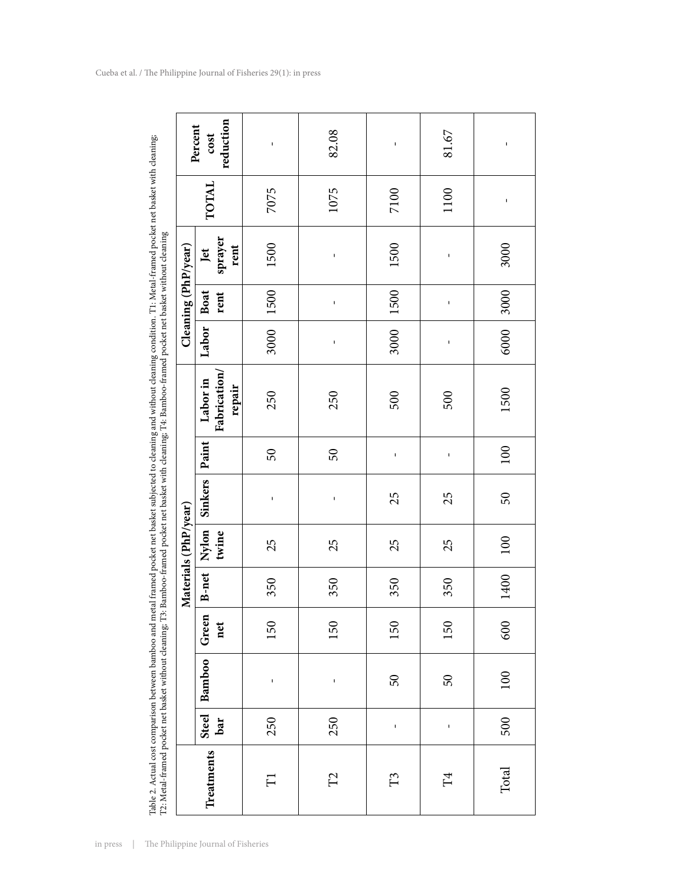Table 2. Actual cost comparison between bamboo and metal framed pocket net basket subjected to cleaning and without cleaning condition. T1: Metal-framed pocket net basket with cleaning; T2: Metal-framed pocket net basket without cleaning; T3: Bamboo-framed pocket net basket with cleaning; T4: Bamboo-framed pocket net basket without cleaning

| Treatments | Materials (PhP/year) | | | | | | | | Cleaning (PhP/year) | | | TOTAL | Percent cost reduction |
|---|---|---|---|---|---|---|---|---|---|---|---|---|---|
| | Steel bar | Bamboo | Green net | B-net | Nylon twine | Sinkers | Paint | Labor in Fabrication/ repair | Labor | Boat rent | Jet sprayer rent | | |
| T1 | 250 | - | 150 | 350 | 25 | - | 50 | 250 | 3000 | 1500 | 1500 | 7075 | - |
| T2 | 250 | - | 150 | 350 | 25 | - | 50 | 250 | - | - | - | 1075 | 82.08 |
| T3 | - | 50 | 150 | 350 | 25 | 25 | - | 500 | 3000 | 1500 | 1500 | 7100 | - |
| T4 | - | 50 | 150 | 350 | 25 | 25 | - | 500 | - | - | - | 1100 | 81.67 |
| Total | 500 | 100 | 600 | 1400 | 100 | 50 | 100 | 1500 | 6000 | 3000 | 3000 | - | - |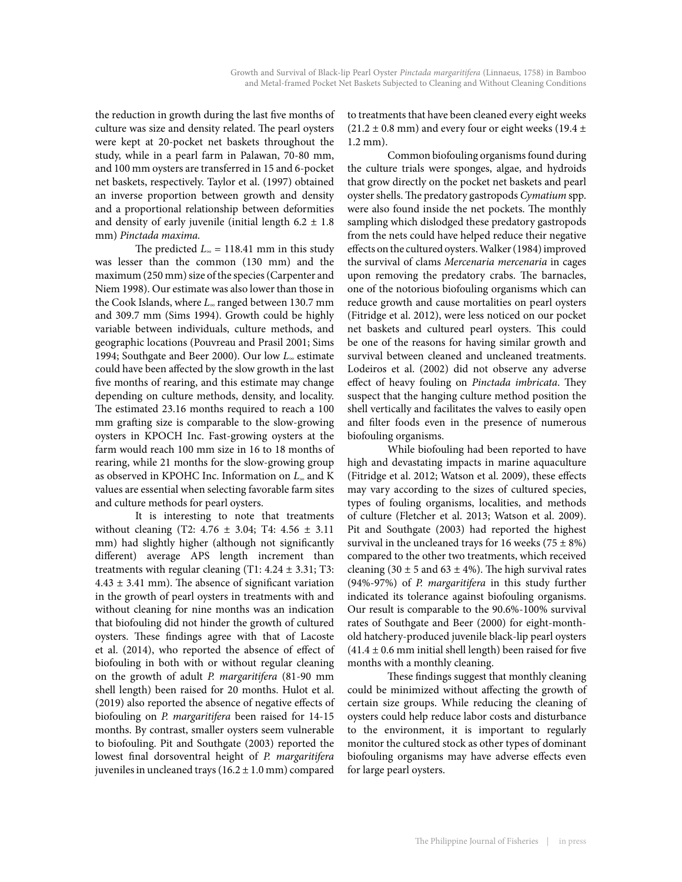the reduction in growth during the last five months of culture was size and density related. The pearl oysters were kept at 20-pocket net baskets throughout the study, while in a pearl farm in Palawan, 70-80 mm, and 100 mm oysters are transferred in 15 and 6-pocket net baskets, respectively. Taylor et al. (1997) obtained an inverse proportion between growth and density and a proportional relationship between deformities and density of early juvenile (initial length 6.2 ± 1.8 mm) *Pinctada maxima*.

The predicted $L_\infty = 118.41$ mm in this study was lesser than the common (130 mm) and the maximum (250 mm) size of the species (Carpenter and Niem 1998). Our estimate was also lower than those in the Cook Islands, where $L_\infty$ ranged between 130.7 mm and 309.7 mm (Sims 1994). Growth could be highly variable between individuals, culture methods, and geographic locations (Pouvreau and Prasil 2001; Sims 1994; Southgate and Beer 2000). Our low $L_\infty$ estimate could have been affected by the slow growth in the last five months of rearing, and this estimate may change depending on culture methods, density, and locality. The estimated 23.16 months required to reach a 100 mm grafting size is comparable to the slow-growing oysters in KPOCH Inc. Fast-growing oysters at the farm would reach 100 mm size in 16 to 18 months of rearing, while 21 months for the slow-growing group as observed in KPOHC Inc. Information on $L_\infty$ and K values are essential when selecting favorable farm sites and culture methods for pearl oysters.

It is interesting to note that treatments without cleaning (T2: 4.76 ± 3.04; T4: 4.56 ± 3.11 mm) had slightly higher (although not significantly different) average APS length increment than treatments with regular cleaning (T1: 4.24 ± 3.31; T3: 4.43 ± 3.41 mm). The absence of significant variation in the growth of pearl oysters in treatments with and without cleaning for nine months was an indication that biofouling did not hinder the growth of cultured oysters. These findings agree with that of Lacoste et al. (2014), who reported the absence of effect of biofouling in both with or without regular cleaning on the growth of adult *P. margaritifera* (81-90 mm shell length) been raised for 20 months. Hulot et al. (2019) also reported the absence of negative effects of biofouling on *P. margaritifera* been raised for 14-15 months. By contrast, smaller oysters seem vulnerable to biofouling. Pit and Southgate (2003) reported the lowest final dorsoventral height of *P. margaritifera* juveniles in uncleaned trays (16.2 ± 1.0 mm) compared to treatments that have been cleaned every eight weeks (21.2 ± 0.8 mm) and every four or eight weeks (19.4 ± 1.2 mm).

Common biofouling organisms found during the culture trials were sponges, algae, and hydroids that grow directly on the pocket net baskets and pearl oyster shells. The predatory gastropods *Cymatium* spp. were also found inside the net pockets. The monthly sampling which dislodged these predatory gastropods from the nets could have helped reduce their negative effects on the cultured oysters. Walker (1984) improved the survival of clams *Mercenaria mercenaria* in cages upon removing the predatory crabs. The barnacles, one of the notorious biofouling organisms which can reduce growth and cause mortalities on pearl oysters (Fitridge et al. 2012), were less noticed on our pocket net baskets and cultured pearl oysters. This could be one of the reasons for having similar growth and survival between cleaned and uncleaned treatments. Lodeiros et al. (2002) did not observe any adverse effect of heavy fouling on *Pinctada imbricata*. They suspect that the hanging culture method position the shell vertically and facilitates the valves to easily open and filter foods even in the presence of numerous biofouling organisms.

While biofouling had been reported to have high and devastating impacts in marine aquaculture (Fitridge et al. 2012; Watson et al. 2009), these effects may vary according to the sizes of cultured species, types of fouling organisms, localities, and methods of culture (Fletcher et al. 2013; Watson et al. 2009). Pit and Southgate (2003) had reported the highest survival in the uncleaned trays for 16 weeks (75 ± 8%) compared to the other two treatments, which received cleaning (30 ± 5 and 63 ± 4%). The high survival rates (94%-97%) of *P. margaritifera* in this study further indicated its tolerance against biofouling organisms. Our result is comparable to the 90.6%-100% survival rates of Southgate and Beer (2000) for eight-month-old hatchery-produced juvenile black-lip pearl oysters (41.4 ± 0.6 mm initial shell length) been raised for five months with a monthly cleaning.

These findings suggest that monthly cleaning could be minimized without affecting the growth of certain size groups. While reducing the cleaning of oysters could help reduce labor costs and disturbance to the environment, it is important to regularly monitor the cultured stock as other types of dominant biofouling organisms may have adverse effects even for large pearl oysters.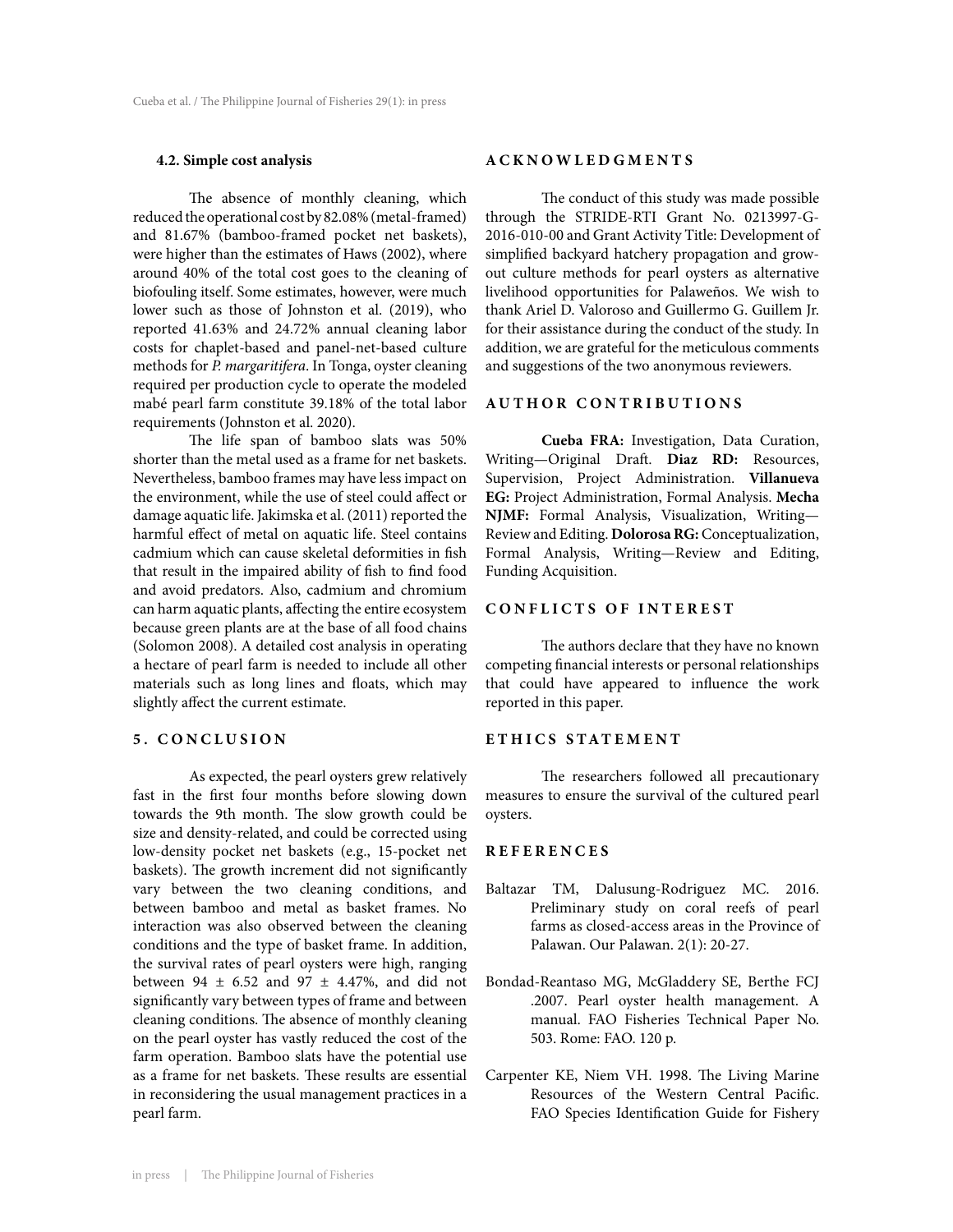### 4.2. Simple cost analysis

The absence of monthly cleaning, which reduced the operational cost by 82.08% (metal-framed) and 81.67% (bamboo-framed pocket net baskets), were higher than the estimates of Haws (2002), where around 40% of the total cost goes to the cleaning of biofouling itself. Some estimates, however, were much lower such as those of Johnston et al. (2019), who reported 41.63% and 24.72% annual cleaning labor costs for chaplet-based and panel-net-based culture methods for *P. margaritifera*. In Tonga, oyster cleaning required per production cycle to operate the modeled mabé pearl farm constitute 39.18% of the total labor requirements (Johnston et al. 2020).

The life span of bamboo slats was 50% shorter than the metal used as a frame for net baskets. Nevertheless, bamboo frames may have less impact on the environment, while the use of steel could affect or damage aquatic life. Jakimska et al. (2011) reported the harmful effect of metal on aquatic life. Steel contains cadmium which can cause skeletal deformities in fish that result in the impaired ability of fish to find food and avoid predators. Also, cadmium and chromium can harm aquatic plants, affecting the entire ecosystem because green plants are at the base of all food chains (Solomon 2008). A detailed cost analysis in operating a hectare of pearl farm is needed to include all other materials such as long lines and floats, which may slightly affect the current estimate.

## 5. CONCLUSION

As expected, the pearl oysters grew relatively fast in the first four months before slowing down towards the 9th month. The slow growth could be size and density-related, and could be corrected using low-density pocket net baskets (e.g., 15-pocket net baskets). The growth increment did not significantly vary between the two cleaning conditions, and between bamboo and metal as basket frames. No interaction was also observed between the cleaning conditions and the type of basket frame. In addition, the survival rates of pearl oysters were high, ranging between 94 ± 6.52 and 97 ± 4.47%, and did not significantly vary between types of frame and between cleaning conditions. The absence of monthly cleaning on the pearl oyster has vastly reduced the cost of the farm operation. Bamboo slats have the potential use as a frame for net baskets. These results are essential in reconsidering the usual management practices in a pearl farm.

## ACKNOWLEDGMENTS

The conduct of this study was made possible through the STRIDE-RTI Grant No. 0213997-G-2016-010-00 and Grant Activity Title: Development of simplified backyard hatchery propagation and grow-out culture methods for pearl oysters as alternative livelihood opportunities for Palaweños. We wish to thank Ariel D. Valoroso and Guillermo G. Guillem Jr. for their assistance during the conduct of the study. In addition, we are grateful for the meticulous comments and suggestions of the two anonymous reviewers.

## AUTHOR CONTRIBUTIONS

**Cueba FRA:** Investigation, Data Curation, Writing—Original Draft. **Diaz RD:** Resources, Supervision, Project Administration. **Villanueva EG:** Project Administration, Formal Analysis. **Mecha NJMF:** Formal Analysis, Visualization, Writing—Review and Editing. **Dolorosa RG:** Conceptualization, Formal Analysis, Writing—Review and Editing, Funding Acquisition.

## CONFLICTS OF INTEREST

The authors declare that they have no known competing financial interests or personal relationships that could have appeared to influence the work reported in this paper.

## ETHICS STATEMENT

The researchers followed all precautionary measures to ensure the survival of the cultured pearl oysters.

## REFERENCES

Baltazar TM, Dalusung-Rodriguez MC. 2016. Preliminary study on coral reefs of pearl farms as closed-access areas in the Province of Palawan. Our Palawan. 2(1): 20-27.

Bondad-Reantaso MG, McGladdery SE, Berthe FCJ .2007. Pearl oyster health management. A manual. FAO Fisheries Technical Paper No. 503. Rome: FAO. 120 p.

Carpenter KE, Niem VH. 1998. The Living Marine Resources of the Western Central Pacific. FAO Species Identification Guide for Fishery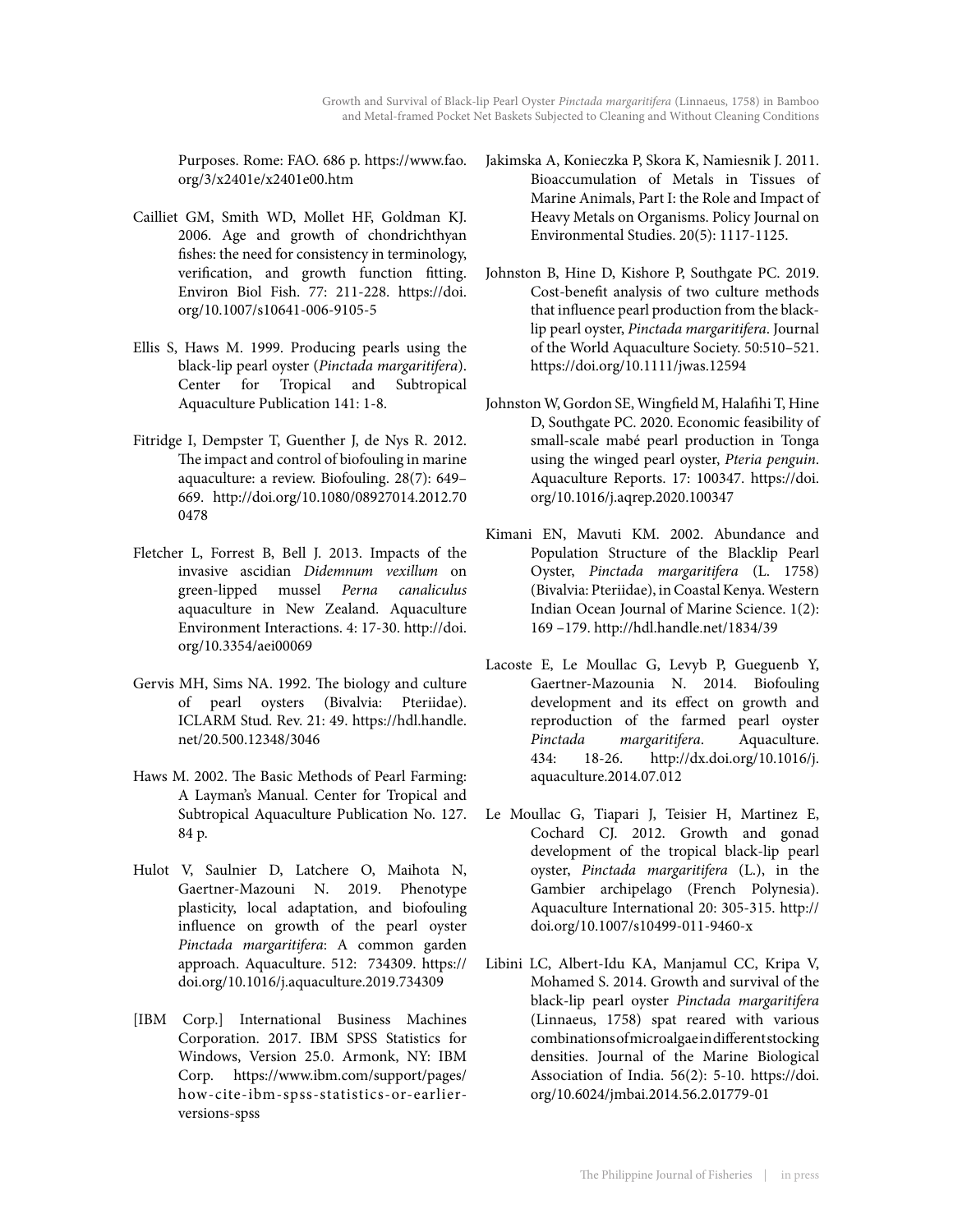Purposes. Rome: FAO. 686 p. https://www.fao.org/3/x2401e/x2401e00.htm

Cailliet GM, Smith WD, Mollet HF, Goldman KJ. 2006. Age and growth of chondrichthyan fishes: the need for consistency in terminology, verification, and growth function fitting. Environ Biol Fish. 77: 211-228. https://doi.org/10.1007/s10641-006-9105-5

Ellis S, Haws M. 1999. Producing pearls using the black-lip pearl oyster (*Pinctada margaritifera*). Center for Tropical and Subtropical Aquaculture Publication 141: 1-8.

Fitridge I, Dempster T, Guenther J, de Nys R. 2012. The impact and control of biofouling in marine aquaculture: a review. Biofouling. 28(7): 649–669. http://doi.org/10.1080/08927014.2012.700478

Fletcher L, Forrest B, Bell J. 2013. Impacts of the invasive ascidian *Didemnum vexillum* on green-lipped mussel *Perna canaliculus* aquaculture in New Zealand. Aquaculture Environment Interactions. 4: 17-30. http://doi.org/10.3354/aei00069

Gervis MH, Sims NA. 1992. The biology and culture of pearl oysters (Bivalvia: Pteriidae). ICLARM Stud. Rev. 21: 49. https://hdl.handle.net/20.500.12348/3046

Haws M. 2002. The Basic Methods of Pearl Farming: A Layman's Manual. Center for Tropical and Subtropical Aquaculture Publication No. 127. 84 p.

Hulot V, Saulnier D, Latchere O, Maihota N, Gaertner-Mazouni N. 2019. Phenotype plasticity, local adaptation, and biofouling influence on growth of the pearl oyster *Pinctada margaritifera*: A common garden approach. Aquaculture. 512: 734309. https://doi.org/10.1016/j.aquaculture.2019.734309

[IBM Corp.] International Business Machines Corporation. 2017. IBM SPSS Statistics for Windows, Version 25.0. Armonk, NY: IBM Corp. https://www.ibm.com/support/pages/how-cite-ibm-spss-statistics-or-earlier-versions-spss

Jakimska A, Konieczka P, Skora K, Namiesnik J. 2011. Bioaccumulation of Metals in Tissues of Marine Animals, Part I: the Role and Impact of Heavy Metals on Organisms. Policy Journal on Environmental Studies. 20(5): 1117-1125.

Johnston B, Hine D, Kishore P, Southgate PC. 2019. Cost-benefit analysis of two culture methods that influence pearl production from the black-lip pearl oyster, *Pinctada margaritifera*. Journal of the World Aquaculture Society. 50:510–521. https://doi.org/10.1111/jwas.12594

Johnston W, Gordon SE, Wingfield M, Halafihi T, Hine D, Southgate PC. 2020. Economic feasibility of small-scale mabé pearl production in Tonga using the winged pearl oyster, *Pteria penguin*. Aquaculture Reports. 17: 100347. https://doi.org/10.1016/j.aqrep.2020.100347

Kimani EN, Mavuti KM. 2002. Abundance and Population Structure of the Blacklip Pearl Oyster, *Pinctada margaritifera* (L. 1758) (Bivalvia: Pteriidae), in Coastal Kenya. Western Indian Ocean Journal of Marine Science. 1(2): 169 –179. http://hdl.handle.net/1834/39

Lacoste E, Le Moullac G, Levyb P, Gueguenb Y, Gaertner-Mazounia N. 2014. Biofouling development and its effect on growth and reproduction of the farmed pearl oyster *Pinctada margaritifera*. Aquaculture. 434: 18-26. http://dx.doi.org/10.1016/j.aquaculture.2014.07.012

Le Moullac G, Tiapari J, Teisier H, Martinez E, Cochard CJ. 2012. Growth and gonad development of the tropical black-lip pearl oyster, *Pinctada margaritifera* (L.), in the Gambier archipelago (French Polynesia). Aquaculture International 20: 305-315. http://doi.org/10.1007/s10499-011-9460-x

Libini LC, Albert-Idu KA, Manjamul CC, Kripa V, Mohamed S. 2014. Growth and survival of the black-lip pearl oyster *Pinctada margaritifera* (Linnaeus, 1758) spat reared with various combinations of microalgae in different stocking densities. Journal of the Marine Biological Association of India. 56(2): 5-10. https://doi.org/10.6024/jmbai.2014.56.2.01779-01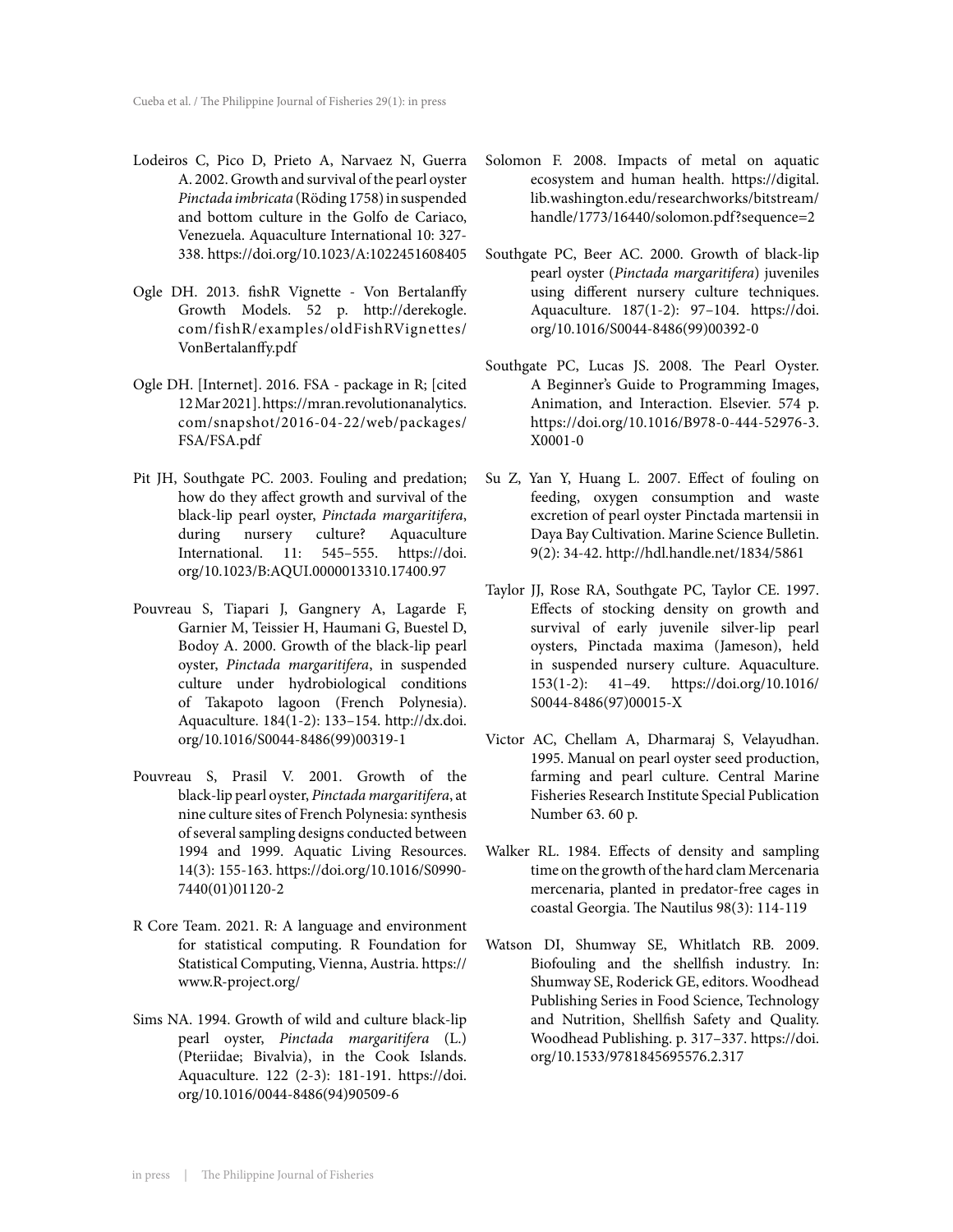Lodeiros C, Pico D, Prieto A, Narvaez N, Guerra A. 2002. Growth and survival of the pearl oyster *Pinctada imbricata* (Röding 1758) in suspended and bottom culture in the Golfo de Cariaco, Venezuela. Aquaculture International 10: 327-338. https://doi.org/10.1023/A:1022451608405

Ogle DH. 2013. fishR Vignette - Von Bertalanffy Growth Models. 52 p. http://derekogle.com/fishR/examples/oldFishRVignettes/VonBertalanffy.pdf

Ogle DH. [Internet]. 2016. FSA - package in R; [cited 12 Mar 2021]. https://mran.revolutionanalytics.com/snapshot/2016-04-22/web/packages/FSA/FSA.pdf

Pit JH, Southgate PC. 2003. Fouling and predation; how do they affect growth and survival of the black-lip pearl oyster, *Pinctada margaritifera*, during nursery culture? Aquaculture International. 11: 545–555. https://doi.org/10.1023/B:AQUI.0000013310.17400.97

Pouvreau S, Tiapari J, Gangnery A, Lagarde F, Garnier M, Teissier H, Haumani G, Buestel D, Bodoy A. 2000. Growth of the black-lip pearl oyster, *Pinctada margaritifera*, in suspended culture under hydrobiological conditions of Takapoto lagoon (French Polynesia). Aquaculture. 184(1-2): 133–154. http://dx.doi.org/10.1016/S0044-8486(99)00319-1

Pouvreau S, Prasil V. 2001. Growth of the black-lip pearl oyster, *Pinctada margaritifera*, at nine culture sites of French Polynesia: synthesis of several sampling designs conducted between 1994 and 1999. Aquatic Living Resources. 14(3): 155-163. https://doi.org/10.1016/S0990-7440(01)01120-2

R Core Team. 2021. R: A language and environment for statistical computing. R Foundation for Statistical Computing, Vienna, Austria. https://www.R-project.org/

Sims NA. 1994. Growth of wild and culture black-lip pearl oyster, *Pinctada margaritifera* (L.) (Pteriidae; Bivalvia), in the Cook Islands. Aquaculture. 122 (2-3): 181-191. https://doi.org/10.1016/0044-8486(94)90509-6

Solomon F. 2008. Impacts of metal on aquatic ecosystem and human health. https://digital.lib.washington.edu/researchworks/bitstream/handle/1773/16440/solomon.pdf?sequence=2

Southgate PC, Beer AC. 2000. Growth of black-lip pearl oyster (*Pinctada margaritifera*) juveniles using different nursery culture techniques. Aquaculture. 187(1-2): 97–104. https://doi.org/10.1016/S0044-8486(99)00392-0

Southgate PC, Lucas JS. 2008. The Pearl Oyster. A Beginner's Guide to Programming Images, Animation, and Interaction. Elsevier. 574 p. https://doi.org/10.1016/B978-0-444-52976-3.X0001-0

Su Z, Yan Y, Huang L. 2007. Effect of fouling on feeding, oxygen consumption and waste excretion of pearl oyster Pinctada martensii in Daya Bay Cultivation. Marine Science Bulletin. 9(2): 34-42. http://hdl.handle.net/1834/5861

Taylor JJ, Rose RA, Southgate PC, Taylor CE. 1997. Effects of stocking density on growth and survival of early juvenile silver-lip pearl oysters, Pinctada maxima (Jameson), held in suspended nursery culture. Aquaculture. 153(1-2): 41–49. https://doi.org/10.1016/S0044-8486(97)00015-X

Victor AC, Chellam A, Dharmaraj S, Velayudhan. 1995. Manual on pearl oyster seed production, farming and pearl culture. Central Marine Fisheries Research Institute Special Publication Number 63. 60 p.

Walker RL. 1984. Effects of density and sampling time on the growth of the hard clam Mercenaria mercenaria, planted in predator-free cages in coastal Georgia. The Nautilus 98(3): 114-119

Watson DI, Shumway SE, Whitlatch RB. 2009. Biofouling and the shellfish industry. In: Shumway SE, Roderick GE, editors. Woodhead Publishing Series in Food Science, Technology and Nutrition, Shellfish Safety and Quality. Woodhead Publishing. p. 317–337. https://doi.org/10.1533/9781845695576.2.317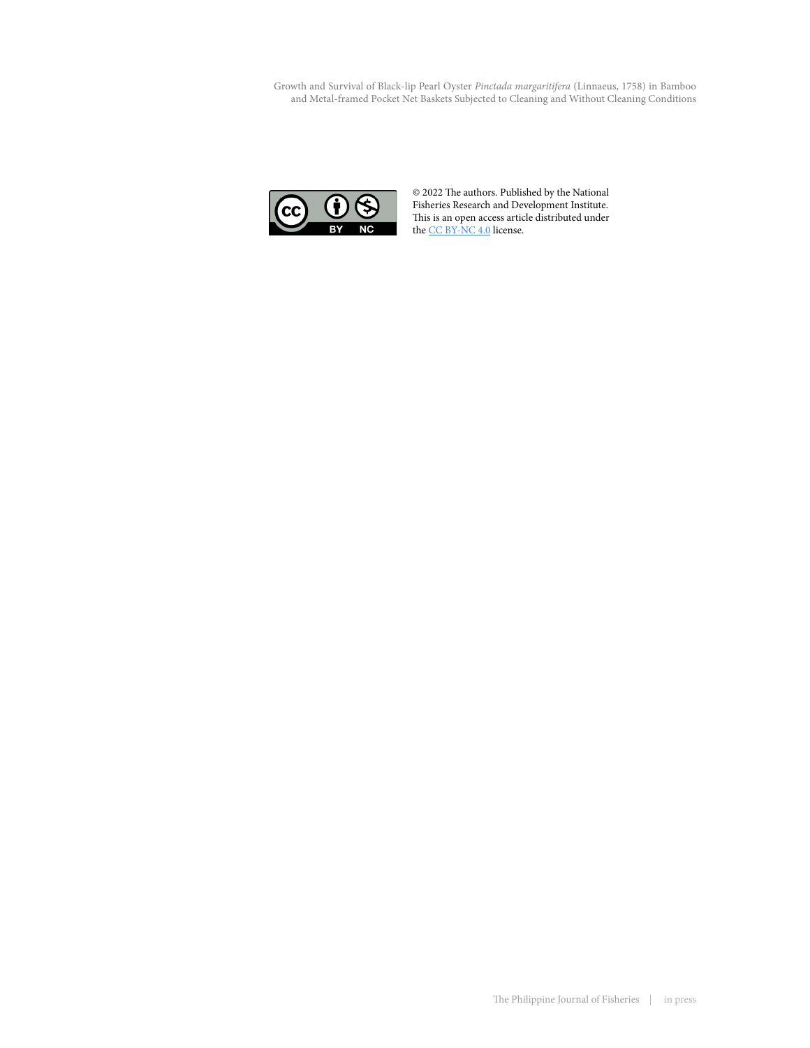© 2022 The authors. Published by the National Fisheries Research and Development Institute. This is an open access article distributed under the [CC BY-NC 4.0](https://creativecommons.org/licenses/by-nc/4.0/) license.